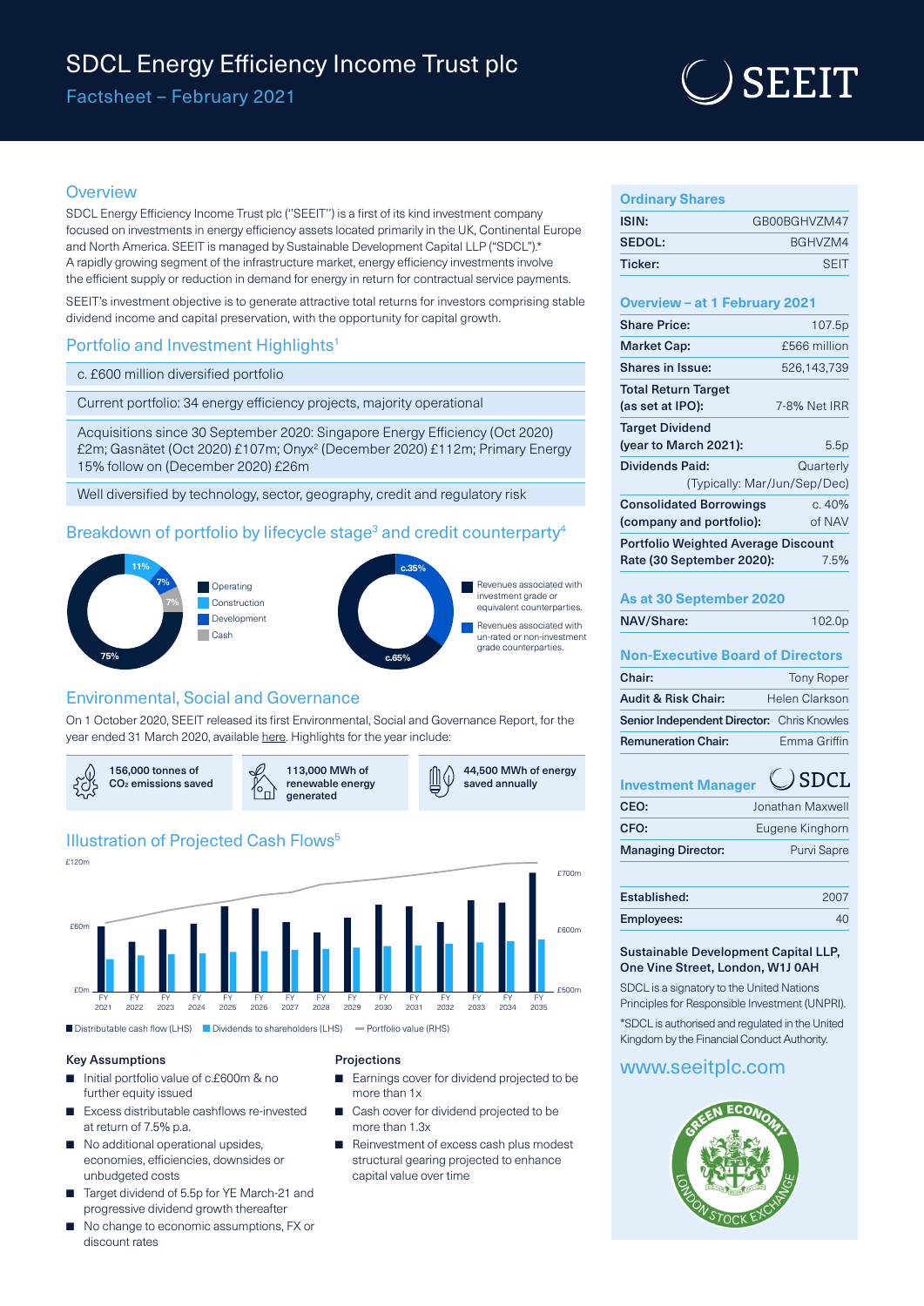# SDCL Energy Efficiency Income Trust plc

## Factsheet – February 2021

SEEIT

## Overview

SDCL Energy Efficiency Income Trust plc ("SEEIT") is a first of its kind investment company focused on investments in energy efficiency assets located primarily in the UK, Continental Europe and North America. SEEIT is managed by Sustainable Development Capital LLP ("SDCL").*
A rapidly growing segment of the infrastructure market, energy efficiency investments involve the efficient supply or reduction in demand for energy in return for contractual service payments.

SEEIT's investment objective is to generate attractive total returns for investors comprising stable dividend income and capital preservation, with the opportunity for capital growth.

## Portfolio and Investment Highlights[1]

- c. £600 million diversified portfolio
- Current portfolio: 34 energy efficiency projects, majority operational
- Acquisitions since 30 September 2020: Singapore Energy Efficiency (Oct 2020) £2m; Gasnätet (Oct 2020) £107m; Onyx[2] (December 2020) £112m; Primary Energy 15% follow on (December 2020) £26m
- Well diversified by technology, sector, geography, credit and regulatory risk

## Breakdown of portfolio by lifecycle stage[3] and credit counterparty[4]

| Lifecycle stage | % |
|---|---|
| Operating | 75% |
| Construction | 11% |
| Development | 7% |
| Cash | 7% |

| Credit counterparty | % |
|---|---|
| Revenues associated with investment grade or equivalent counterparties. | c.65% |
| Revenues associated with un-rated or non-investment grade counterparties. | c.35% |

## Environmental, Social and Governance

On 1 October 2020, SEEIT released its first Environmental, Social and Governance Report, for the year ended 31 March 2020, available here. Highlights for the year include:

- 156,000 tonnes of $CO_2$ emissions saved
- 113,000 MWh of renewable energy generated
- 44,500 MWh of energy saved annually

## Illustration of Projected Cash Flows[5]

Chart: FY2021–FY2035; LHS axis £0m–£120m; RHS axis £500m–£700m.

Distributable cash flow (LHS) | Dividends to shareholders (LHS) | Portfolio value (RHS)

### Key Assumptions

- Initial portfolio value of c.£600m & no further equity issued
- Excess distributable cashflows re-invested at return of 7.5% p.a.
- No additional operational upsides, economies, efficiencies, downsides or unbudgeted costs
- Target dividend of 5.5p for YE March-21 and progressive dividend growth thereafter
- No change to economic assumptions, FX or discount rates

### Projections

- Earnings cover for dividend projected to be more than 1x
- Cash cover for dividend projected to be more than 1.3x
- Reinvestment of excess cash plus modest structural gearing projected to enhance capital value over time

## Ordinary Shares

| | |
|---|---|
| ISIN: | GB00BGHVZM47 |
| SEDOL: | BGHVZM4 |
| Ticker: | SEIT |

## Overview – at 1 February 2021

| | |
|---|---|
| Share Price: | 107.5p |
| Market Cap: | £566 million |
| Shares in Issue: | 526,143,739 |
| Total Return Target (as set at IPO): | 7-8% Net IRR |
| Target Dividend (year to March 2021): | 5.5p |
| Dividends Paid: | Quarterly (Typically: Mar/Jun/Sep/Dec) |
| Consolidated Borrowings (company and portfolio): | c. 40% of NAV |
| Portfolio Weighted Average Discount Rate (30 September 2020): | 7.5% |

## As at 30 September 2020

| | |
|---|---|
| NAV/Share: | 102.0p |

## Non-Executive Board of Directors

| | |
|---|---|
| Chair: | Tony Roper |
| Audit & Risk Chair: | Helen Clarkson |
| Senior Independent Director: | Chris Knowles |
| Remuneration Chair: | Emma Griffin |

## Investment Manager

SDCL

| | |
|---|---|
| CEO: | Jonathan Maxwell |
| CFO: | Eugene Kinghorn |
| Managing Director: | Purvi Sapre |

| | |
|---|---|
| Established: | 2007 |
| Employees: | 40 |

**Sustainable Development Capital LLP, One Vine Street, London, W1J 0AH**

SDCL is a signatory to the United Nations Principles for Responsible Investment (UNPRI).

*SDCL is authorised and regulated in the United Kingdom by the Financial Conduct Authority.

www.seeitplc.com

GREEN ECONOMY – LONDON STOCK EXCHANGE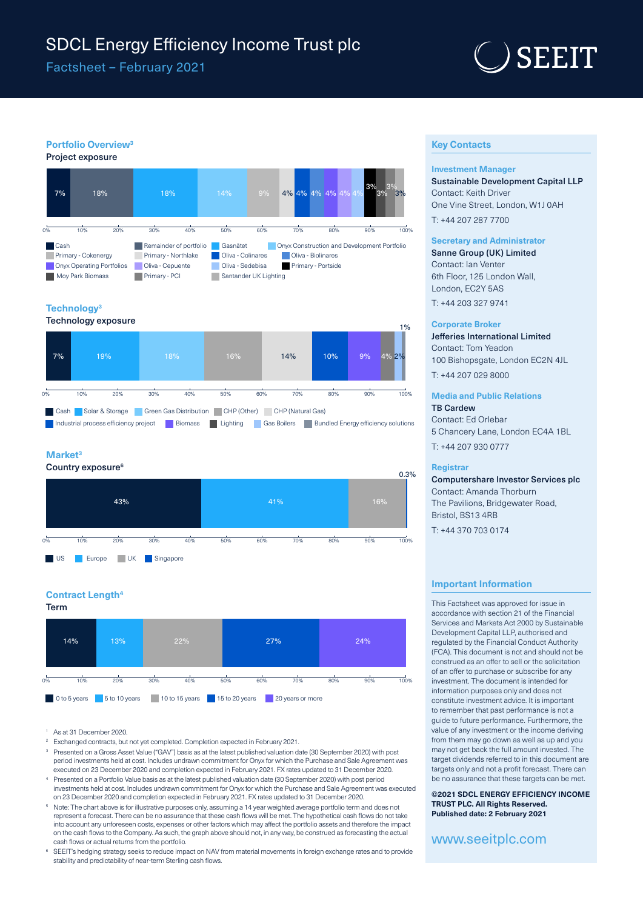## Portfolio Overview[3]

### Project exposure

7% 18% 18% 14% 9% 4% 4% 4% 4% 4% 4% 3% 3% 3% 3%

0% 10% 20% 30% 40% 50% 60% 70% 80% 90% 100%

Cash, Remainder of portfolio, Gasnätet, Onyx Construction and Development Portfolio, Primary - Cokenergy, Primary - Northlake, Oliva - Colinares, Oliva - Biolinares, Onyx Operating Portfolios, Oliva - Cepuente, Oliva - Sedebisa, Primary - Portside, Moy Park Biomass, Primary - PCI, Santander UK Lighting

## Technology[3]

### Technology exposure

7% 19% 18% 16% 14% 10% 9% 4% 2% 1%

0% 10% 20% 30% 40% 50% 60% 70% 80% 90% 100%

Cash, Solar & Storage, Green Gas Distribution, CHP (Other), CHP (Natural Gas), Industrial process efficiency project, Biomass, Lighting, Gas Boilers, Bundled Energy efficiency solutions

## Market[3]

### Country exposure[6]

43% 41% 16% 0.3%

0% 10% 20% 30% 40% 50% 60% 70% 80% 90% 100%

US, Europe, UK, Singapore

## Contract Length[4]

### Term

14% 13% 22% 27% 24%

0% 10% 20% 30% 40% 50% 60% 70% 80% 90% 100%

0 to 5 years, 5 to 10 years, 10 to 15 years, 15 to 20 years, 20 years or more

[1] As at 31 December 2020.

[2] Exchanged contracts, but not yet completed. Completion expected in February 2021.

[3] Presented on a Gross Asset Value ("GAV") basis as at the latest published valuation date (30 September 2020) with post period investments held at cost. Includes undrawn commitment for Onyx for which the Purchase and Sale Agreement was executed on 23 December 2020 and completion expected in February 2021. FX rates updated to 31 December 2020.

[4] Presented on a Portfolio Value basis as at the latest published valuation date (30 September 2020) with post period investments held at cost. Includes undrawn commitment for Onyx for which the Purchase and Sale Agreement was executed on 23 December 2020 and completion expected in February 2021. FX rates updated to 31 December 2020.

[5] Note: The chart above is for illustrative purposes only, assuming a 14 year weighted average portfolio term and does not represent a forecast. There can be no assurance that these cash flows will be met. The hypothetical cash flows do not take into account any unforeseen costs, expenses or other factors which may affect the portfolio assets and therefore the impact on the cash flows to the Company. As such, the graph above should not, in any way, be construed as forecasting the actual cash flows or actual returns from the portfolio.

[6] SEEIT's hedging strategy seeks to reduce impact on NAV from material movements in foreign exchange rates and to provide stability and predictability of near-term Sterling cash flows.

## Key Contacts

### Investment Manager

**Sustainable Development Capital LLP**
Contact: Keith Driver
One Vine Street, London, W1J 0AH
T: +44 207 287 7700

### Secretary and Administrator

**Sanne Group (UK) Limited**
Contact: Ian Venter
6th Floor, 125 London Wall,
London, EC2Y 5AS
T: +44 203 327 9741

### Corporate Broker

**Jefferies International Limited**
Contact: Tom Yeadon
100 Bishopsgate, London EC2N 4JL
T: +44 207 029 8000

### Media and Public Relations

**TB Cardew**
Contact: Ed Orlebar
5 Chancery Lane, London EC4A 1BL
T: +44 207 930 0777

### Registrar

**Computershare Investor Services plc**
Contact: Amanda Thorburn
The Pavilions, Bridgewater Road,
Bristol, BS13 4RB
T: +44 370 703 0174

## Important Information

This Factsheet was approved for issue in accordance with section 21 of the Financial Services and Markets Act 2000 by Sustainable Development Capital LLP, authorised and regulated by the Financial Conduct Authority (FCA). This document is not and should not be construed as an offer to sell or the solicitation of an offer to purchase or subscribe for any investment. The document is intended for information purposes only and does not constitute investment advice. It is important to remember that past performance is not a guide to future performance. Furthermore, the value of any investment or the income deriving from them may go down as well as up and you may not get back the full amount invested. The target dividends referred to in this document are targets only and not a profit forecast. There can be no assurance that these targets can be met.

**©2021 SDCL ENERGY EFFICIENCY INCOME TRUST PLC. All Rights Reserved. Published date: 2 February 2021**

www.seeitplc.com